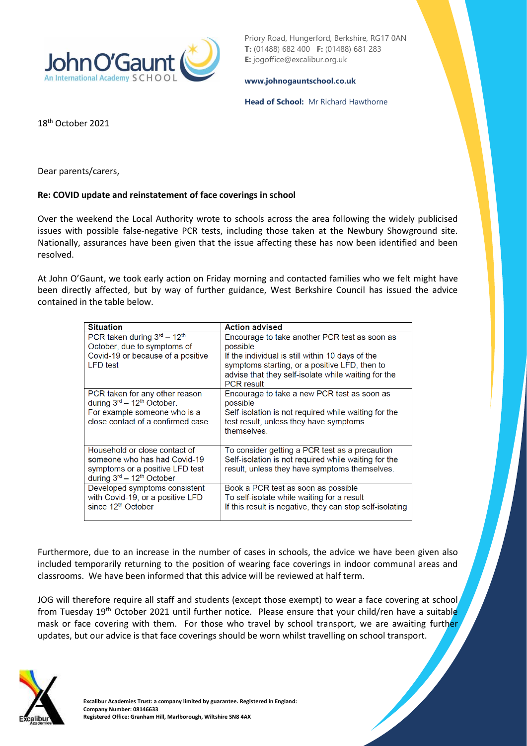Priory Road, Hungerford, Berkshire, RG17 0AN
**T:** (01488) 682 400 **F:** (01488) 681 283
**E:** jogoffice@excalibur.org.uk

**www.johnogauntschool.co.uk**

**Head of School:** Mr Richard Hawthorne

18th October 2021

Dear parents/carers,

**Re: COVID update and reinstatement of face coverings in school**

Over the weekend the Local Authority wrote to schools across the area following the widely publicised issues with possible false-negative PCR tests, including those taken at the Newbury Showground site. Nationally, assurances have been given that the issue affecting these has now been identified and been resolved.

At John O'Gaunt, we took early action on Friday morning and contacted families who we felt might have been directly affected, but by way of further guidance, West Berkshire Council has issued the advice contained in the table below.

| Situation | Action advised |
|---|---|
| PCR taken during 3rd – 12th October, due to symptoms of Covid-19 or because of a positive LFD test | Encourage to take another PCR test as soon as possible<br>If the individual is still within 10 days of the symptoms starting, or a positive LFD, then to advise that they self-isolate while waiting for the PCR result |
| PCR taken for any other reason during 3rd – 12th October.<br>For example someone who is a close contact of a confirmed case | Encourage to take a new PCR test as soon as possible<br>Self-isolation is not required while waiting for the test result, unless they have symptoms themselves. |
| Household or close contact of someone who has had Covid-19 symptoms or a positive LFD test during 3rd – 12th October | To consider getting a PCR test as a precaution<br>Self-isolation is not required while waiting for the result, unless they have symptoms themselves. |
| Developed symptoms consistent with Covid-19, or a positive LFD since 12th October | Book a PCR test as soon as possible<br>To self-isolate while waiting for a result<br>If this result is negative, they can stop self-isolating |

Furthermore, due to an increase in the number of cases in schools, the advice we have been given also included temporarily returning to the position of wearing face coverings in indoor communal areas and classrooms. We have been informed that this advice will be reviewed at half term.

JOG will therefore require all staff and students (except those exempt) to wear a face covering at school from Tuesday 19th October 2021 until further notice. Please ensure that your child/ren have a suitable mask or face covering with them. For those who travel by school transport, we are awaiting further updates, but our advice is that face coverings should be worn whilst travelling on school transport.

**Excalibur Academies Trust: a company limited by guarantee. Registered in England:**
**Company Number: 08146633**
**Registered Office: Granham Hill, Marlborough, Wiltshire SN8 4AX**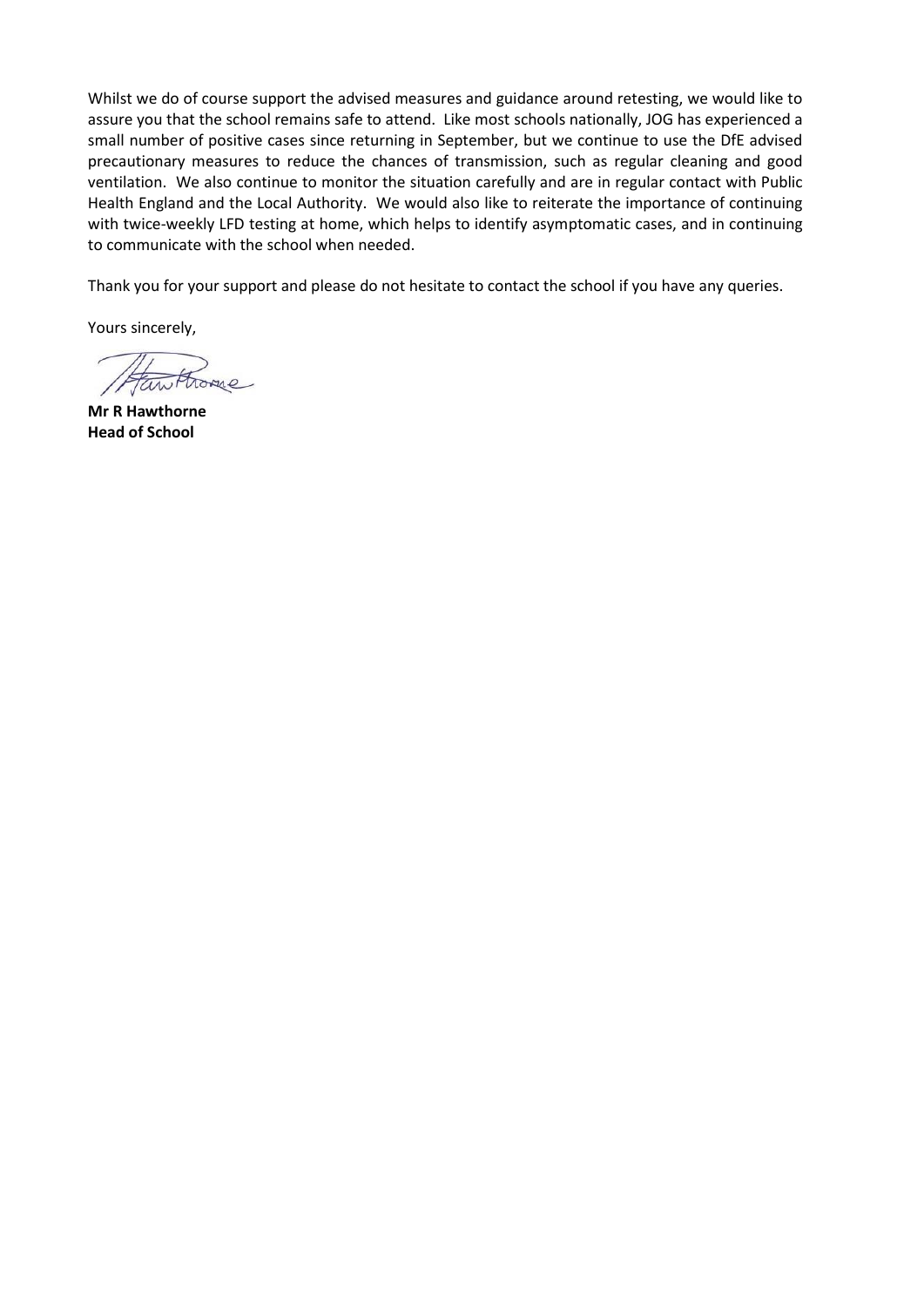Whilst we do of course support the advised measures and guidance around retesting, we would like to assure you that the school remains safe to attend. Like most schools nationally, JOG has experienced a small number of positive cases since returning in September, but we continue to use the DfE advised precautionary measures to reduce the chances of transmission, such as regular cleaning and good ventilation. We also continue to monitor the situation carefully and are in regular contact with Public Health England and the Local Authority. We would also like to reiterate the importance of continuing with twice-weekly LFD testing at home, which helps to identify asymptomatic cases, and in continuing to communicate with the school when needed.

Thank you for your support and please do not hesitate to contact the school if you have any queries.

Yours sincerely,

**Mr R Hawthorne**
**Head of School**